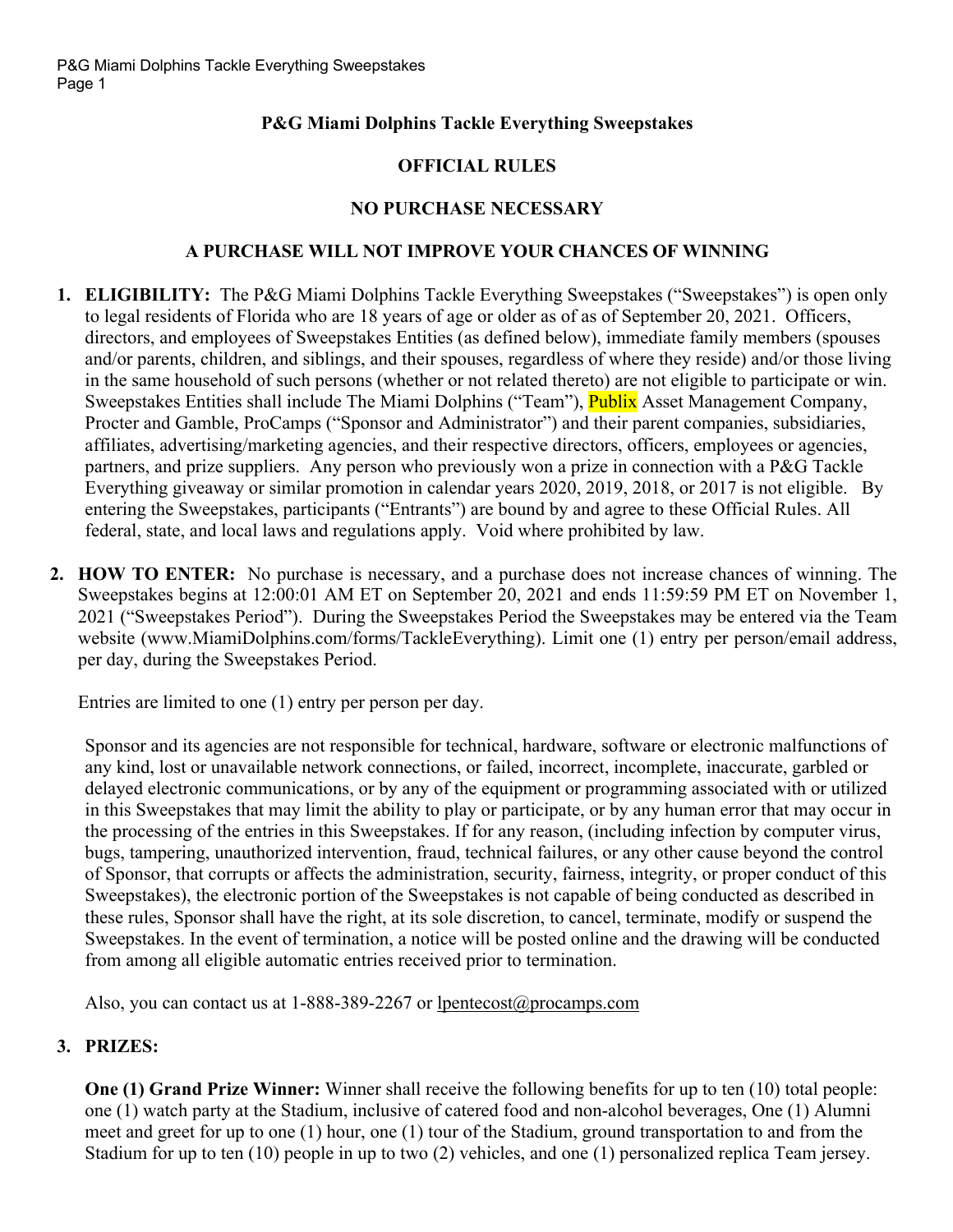# P&G Miami Dolphins Tackle Everything Sweepstakes

## OFFICIAL RULES

## NO PURCHASE NECESSARY

## A PURCHASE WILL NOT IMPROVE YOUR CHANCES OF WINNING

1. **ELIGIBILITY:** The P&G Miami Dolphins Tackle Everything Sweepstakes ("Sweepstakes") is open only to legal residents of Florida who are 18 years of age or older as of as of September 20, 2021. Officers, directors, and employees of Sweepstakes Entities (as defined below), immediate family members (spouses and/or parents, children, and siblings, and their spouses, regardless of where they reside) and/or those living in the same household of such persons (whether or not related thereto) are not eligible to participate or win. Sweepstakes Entities shall include The Miami Dolphins ("Team"), Publix Asset Management Company, Procter and Gamble, ProCamps ("Sponsor and Administrator") and their parent companies, subsidiaries, affiliates, advertising/marketing agencies, and their respective directors, officers, employees or agencies, partners, and prize suppliers. Any person who previously won a prize in connection with a P&G Tackle Everything giveaway or similar promotion in calendar years 2020, 2019, 2018, or 2017 is not eligible. By entering the Sweepstakes, participants ("Entrants") are bound by and agree to these Official Rules. All federal, state, and local laws and regulations apply. Void where prohibited by law.

2. **HOW TO ENTER:** No purchase is necessary, and a purchase does not increase chances of winning. The Sweepstakes begins at 12:00:01 AM ET on September 20, 2021 and ends 11:59:59 PM ET on November 1, 2021 ("Sweepstakes Period"). During the Sweepstakes Period the Sweepstakes may be entered via the Team website (www.MiamiDolphins.com/forms/TackleEverything). Limit one (1) entry per person/email address, per day, during the Sweepstakes Period.

   Entries are limited to one (1) entry per person per day.

   Sponsor and its agencies are not responsible for technical, hardware, software or electronic malfunctions of any kind, lost or unavailable network connections, or failed, incorrect, incomplete, inaccurate, garbled or delayed electronic communications, or by any of the equipment or programming associated with or utilized in this Sweepstakes that may limit the ability to play or participate, or by any human error that may occur in the processing of the entries in this Sweepstakes. If for any reason, (including infection by computer virus, bugs, tampering, unauthorized intervention, fraud, technical failures, or any other cause beyond the control of Sponsor, that corrupts or affects the administration, security, fairness, integrity, or proper conduct of this Sweepstakes), the electronic portion of the Sweepstakes is not capable of being conducted as described in these rules, Sponsor shall have the right, at its sole discretion, to cancel, terminate, modify or suspend the Sweepstakes. In the event of termination, a notice will be posted online and the drawing will be conducted from among all eligible automatic entries received prior to termination.

   Also, you can contact us at 1-888-389-2267 or lpentecost@procamps.com

3. **PRIZES:**

   **One (1) Grand Prize Winner:** Winner shall receive the following benefits for up to ten (10) total people: one (1) watch party at the Stadium, inclusive of catered food and non-alcohol beverages, One (1) Alumni meet and greet for up to one (1) hour, one (1) tour of the Stadium, ground transportation to and from the Stadium for up to ten (10) people in up to two (2) vehicles, and one (1) personalized replica Team jersey.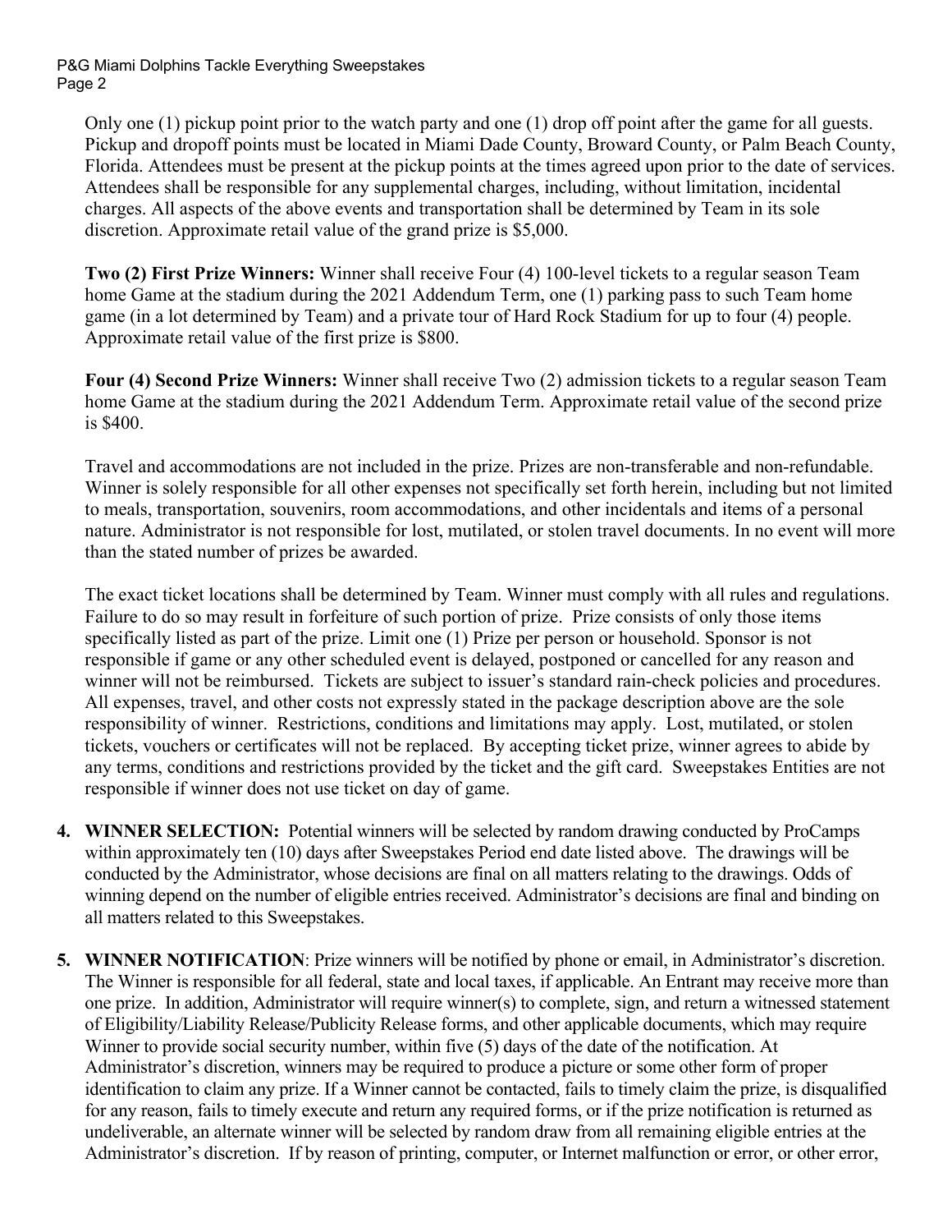Only one (1) pickup point prior to the watch party and one (1) drop off point after the game for all guests. Pickup and dropoff points must be located in Miami Dade County, Broward County, or Palm Beach County, Florida. Attendees must be present at the pickup points at the times agreed upon prior to the date of services. Attendees shall be responsible for any supplemental charges, including, without limitation, incidental charges. All aspects of the above events and transportation shall be determined by Team in its sole discretion. Approximate retail value of the grand prize is $5,000.

**Two (2) First Prize Winners:** Winner shall receive Four (4) 100-level tickets to a regular season Team home Game at the stadium during the 2021 Addendum Term, one (1) parking pass to such Team home game (in a lot determined by Team) and a private tour of Hard Rock Stadium for up to four (4) people. Approximate retail value of the first prize is $800.

**Four (4) Second Prize Winners:** Winner shall receive Two (2) admission tickets to a regular season Team home Game at the stadium during the 2021 Addendum Term. Approximate retail value of the second prize is $400.

Travel and accommodations are not included in the prize. Prizes are non-transferable and non-refundable. Winner is solely responsible for all other expenses not specifically set forth herein, including but not limited to meals, transportation, souvenirs, room accommodations, and other incidentals and items of a personal nature. Administrator is not responsible for lost, mutilated, or stolen travel documents. In no event will more than the stated number of prizes be awarded.

The exact ticket locations shall be determined by Team. Winner must comply with all rules and regulations. Failure to do so may result in forfeiture of such portion of prize. Prize consists of only those items specifically listed as part of the prize. Limit one (1) Prize per person or household. Sponsor is not responsible if game or any other scheduled event is delayed, postponed or cancelled for any reason and winner will not be reimbursed. Tickets are subject to issuer's standard rain-check policies and procedures. All expenses, travel, and other costs not expressly stated in the package description above are the sole responsibility of winner. Restrictions, conditions and limitations may apply. Lost, mutilated, or stolen tickets, vouchers or certificates will not be replaced. By accepting ticket prize, winner agrees to abide by any terms, conditions and restrictions provided by the ticket and the gift card. Sweepstakes Entities are not responsible if winner does not use ticket on day of game.

4. **WINNER SELECTION:** Potential winners will be selected by random drawing conducted by ProCamps within approximately ten (10) days after Sweepstakes Period end date listed above. The drawings will be conducted by the Administrator, whose decisions are final on all matters relating to the drawings. Odds of winning depend on the number of eligible entries received. Administrator's decisions are final and binding on all matters related to this Sweepstakes.

5. **WINNER NOTIFICATION**: Prize winners will be notified by phone or email, in Administrator's discretion. The Winner is responsible for all federal, state and local taxes, if applicable. An Entrant may receive more than one prize. In addition, Administrator will require winner(s) to complete, sign, and return a witnessed statement of Eligibility/Liability Release/Publicity Release forms, and other applicable documents, which may require Winner to provide social security number, within five (5) days of the date of the notification. At Administrator's discretion, winners may be required to produce a picture or some other form of proper identification to claim any prize. If a Winner cannot be contacted, fails to timely claim the prize, is disqualified for any reason, fails to timely execute and return any required forms, or if the prize notification is returned as undeliverable, an alternate winner will be selected by random draw from all remaining eligible entries at the Administrator's discretion. If by reason of printing, computer, or Internet malfunction or error, or other error,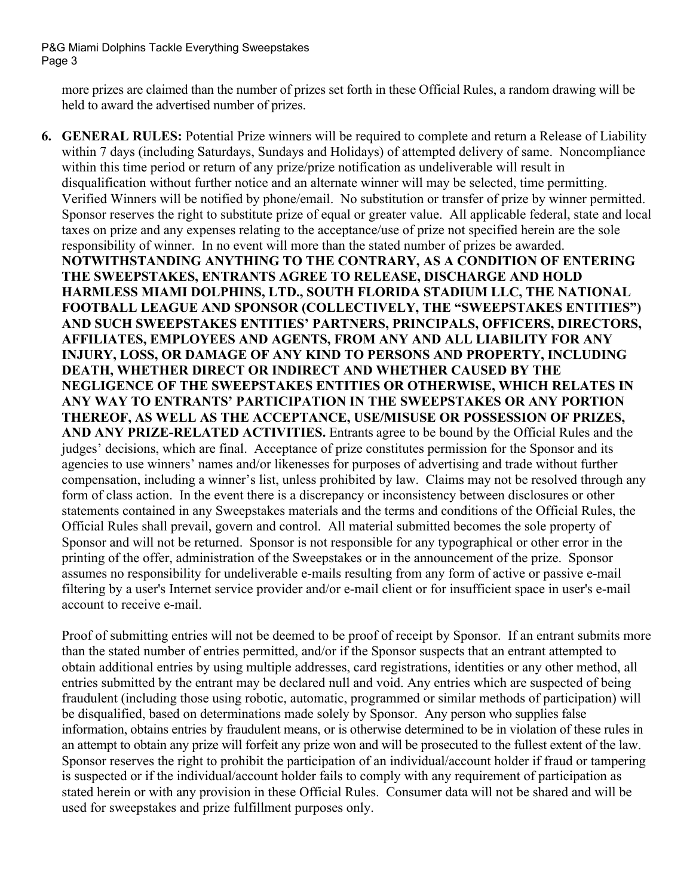more prizes are claimed than the number of prizes set forth in these Official Rules, a random drawing will be held to award the advertised number of prizes.

6. **GENERAL RULES:** Potential Prize winners will be required to complete and return a Release of Liability within 7 days (including Saturdays, Sundays and Holidays) of attempted delivery of same. Noncompliance within this time period or return of any prize/prize notification as undeliverable will result in disqualification without further notice and an alternate winner will may be selected, time permitting. Verified Winners will be notified by phone/email. No substitution or transfer of prize by winner permitted. Sponsor reserves the right to substitute prize of equal or greater value. All applicable federal, state and local taxes on prize and any expenses relating to the acceptance/use of prize not specified herein are the sole responsibility of winner. In no event will more than the stated number of prizes be awarded. **NOTWITHSTANDING ANYTHING TO THE CONTRARY, AS A CONDITION OF ENTERING THE SWEEPSTAKES, ENTRANTS AGREE TO RELEASE, DISCHARGE AND HOLD HARMLESS MIAMI DOLPHINS, LTD., SOUTH FLORIDA STADIUM LLC, THE NATIONAL FOOTBALL LEAGUE AND SPONSOR (COLLECTIVELY, THE "SWEEPSTAKES ENTITIES") AND SUCH SWEEPSTAKES ENTITIES' PARTNERS, PRINCIPALS, OFFICERS, DIRECTORS, AFFILIATES, EMPLOYEES AND AGENTS, FROM ANY AND ALL LIABILITY FOR ANY INJURY, LOSS, OR DAMAGE OF ANY KIND TO PERSONS AND PROPERTY, INCLUDING DEATH, WHETHER DIRECT OR INDIRECT AND WHETHER CAUSED BY THE NEGLIGENCE OF THE SWEEPSTAKES ENTITIES OR OTHERWISE, WHICH RELATES IN ANY WAY TO ENTRANTS' PARTICIPATION IN THE SWEEPSTAKES OR ANY PORTION THEREOF, AS WELL AS THE ACCEPTANCE, USE/MISUSE OR POSSESSION OF PRIZES, AND ANY PRIZE-RELATED ACTIVITIES.** Entrants agree to be bound by the Official Rules and the judges' decisions, which are final. Acceptance of prize constitutes permission for the Sponsor and its agencies to use winners' names and/or likenesses for purposes of advertising and trade without further compensation, including a winner's list, unless prohibited by law. Claims may not be resolved through any form of class action. In the event there is a discrepancy or inconsistency between disclosures or other statements contained in any Sweepstakes materials and the terms and conditions of the Official Rules, the Official Rules shall prevail, govern and control. All material submitted becomes the sole property of Sponsor and will not be returned. Sponsor is not responsible for any typographical or other error in the printing of the offer, administration of the Sweepstakes or in the announcement of the prize. Sponsor assumes no responsibility for undeliverable e-mails resulting from any form of active or passive e-mail filtering by a user's Internet service provider and/or e-mail client or for insufficient space in user's e-mail account to receive e-mail.

   Proof of submitting entries will not be deemed to be proof of receipt by Sponsor. If an entrant submits more than the stated number of entries permitted, and/or if the Sponsor suspects that an entrant attempted to obtain additional entries by using multiple addresses, card registrations, identities or any other method, all entries submitted by the entrant may be declared null and void. Any entries which are suspected of being fraudulent (including those using robotic, automatic, programmed or similar methods of participation) will be disqualified, based on determinations made solely by Sponsor. Any person who supplies false information, obtains entries by fraudulent means, or is otherwise determined to be in violation of these rules in an attempt to obtain any prize will forfeit any prize won and will be prosecuted to the fullest extent of the law. Sponsor reserves the right to prohibit the participation of an individual/account holder if fraud or tampering is suspected or if the individual/account holder fails to comply with any requirement of participation as stated herein or with any provision in these Official Rules. Consumer data will not be shared and will be used for sweepstakes and prize fulfillment purposes only.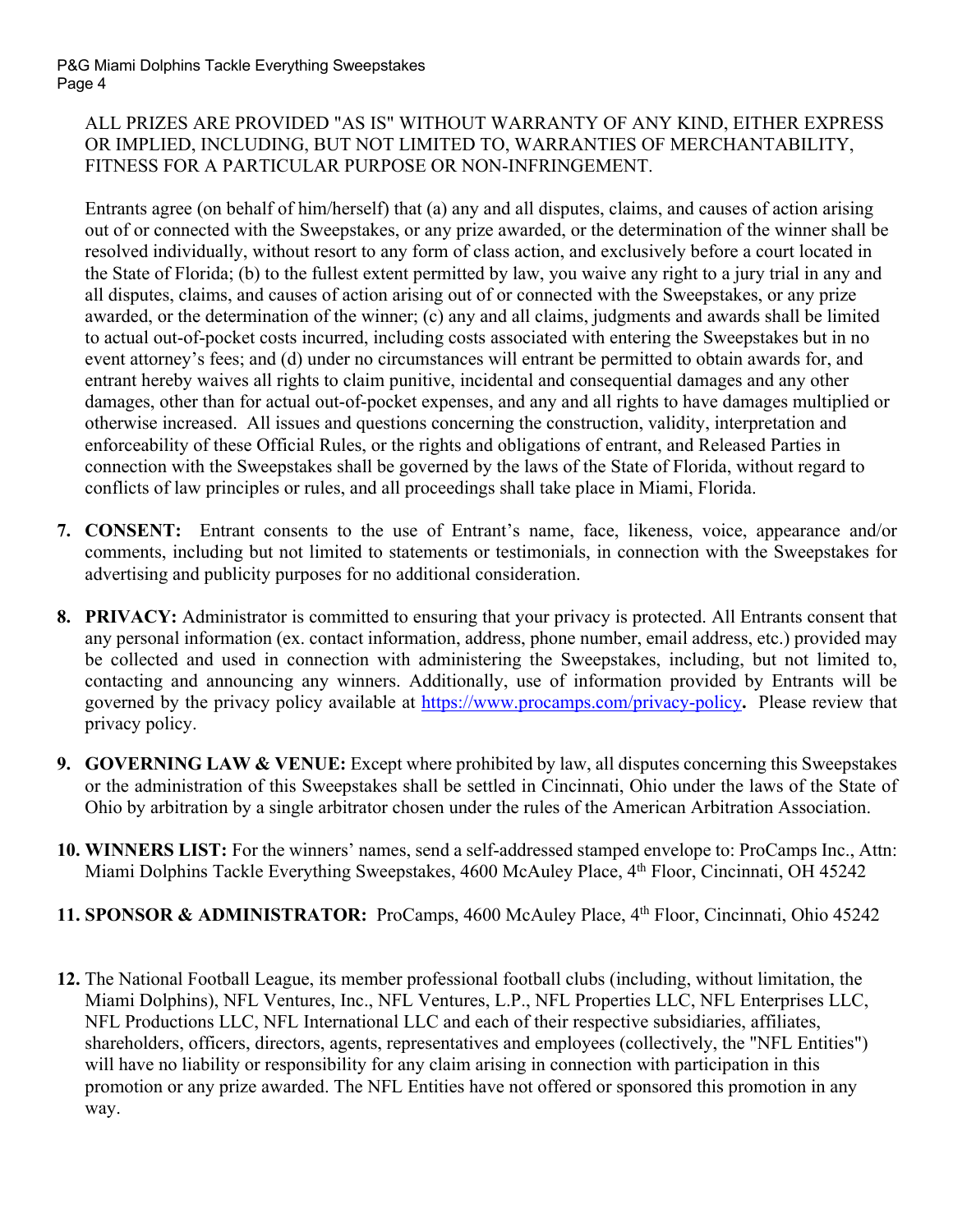ALL PRIZES ARE PROVIDED "AS IS" WITHOUT WARRANTY OF ANY KIND, EITHER EXPRESS OR IMPLIED, INCLUDING, BUT NOT LIMITED TO, WARRANTIES OF MERCHANTABILITY, FITNESS FOR A PARTICULAR PURPOSE OR NON-INFRINGEMENT.

Entrants agree (on behalf of him/herself) that (a) any and all disputes, claims, and causes of action arising out of or connected with the Sweepstakes, or any prize awarded, or the determination of the winner shall be resolved individually, without resort to any form of class action, and exclusively before a court located in the State of Florida; (b) to the fullest extent permitted by law, you waive any right to a jury trial in any and all disputes, claims, and causes of action arising out of or connected with the Sweepstakes, or any prize awarded, or the determination of the winner; (c) any and all claims, judgments and awards shall be limited to actual out-of-pocket costs incurred, including costs associated with entering the Sweepstakes but in no event attorney's fees; and (d) under no circumstances will entrant be permitted to obtain awards for, and entrant hereby waives all rights to claim punitive, incidental and consequential damages and any other damages, other than for actual out-of-pocket expenses, and any and all rights to have damages multiplied or otherwise increased. All issues and questions concerning the construction, validity, interpretation and enforceability of these Official Rules, or the rights and obligations of entrant, and Released Parties in connection with the Sweepstakes shall be governed by the laws of the State of Florida, without regard to conflicts of law principles or rules, and all proceedings shall take place in Miami, Florida.

7. **CONSENT:** Entrant consents to the use of Entrant's name, face, likeness, voice, appearance and/or comments, including but not limited to statements or testimonials, in connection with the Sweepstakes for advertising and publicity purposes for no additional consideration.

8. **PRIVACY:** Administrator is committed to ensuring that your privacy is protected. All Entrants consent that any personal information (ex. contact information, address, phone number, email address, etc.) provided may be collected and used in connection with administering the Sweepstakes, including, but not limited to, contacting and announcing any winners. Additionally, use of information provided by Entrants will be governed by the privacy policy available at https://www.procamps.com/privacy-policy**.** Please review that privacy policy.

9. **GOVERNING LAW & VENUE:** Except where prohibited by law, all disputes concerning this Sweepstakes or the administration of this Sweepstakes shall be settled in Cincinnati, Ohio under the laws of the State of Ohio by arbitration by a single arbitrator chosen under the rules of the American Arbitration Association.

10. **WINNERS LIST:** For the winners' names, send a self-addressed stamped envelope to: ProCamps Inc., Attn: Miami Dolphins Tackle Everything Sweepstakes, 4600 McAuley Place, 4th Floor, Cincinnati, OH 45242

11. **SPONSOR & ADMINISTRATOR:** ProCamps, 4600 McAuley Place, 4th Floor, Cincinnati, Ohio 45242

12. The National Football League, its member professional football clubs (including, without limitation, the Miami Dolphins), NFL Ventures, Inc., NFL Ventures, L.P., NFL Properties LLC, NFL Enterprises LLC, NFL Productions LLC, NFL International LLC and each of their respective subsidiaries, affiliates, shareholders, officers, directors, agents, representatives and employees (collectively, the "NFL Entities") will have no liability or responsibility for any claim arising in connection with participation in this promotion or any prize awarded. The NFL Entities have not offered or sponsored this promotion in any way.